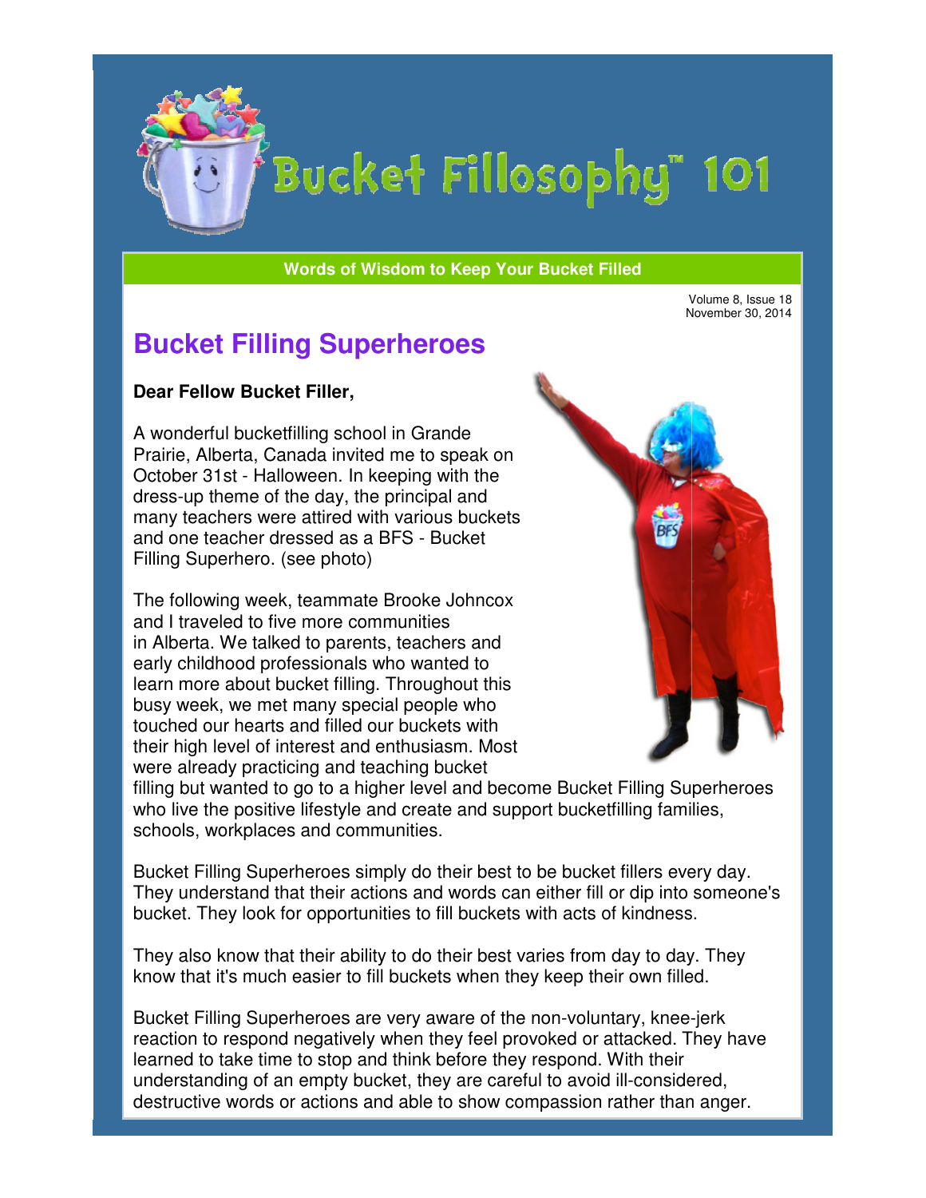# Bucket Fillosophy™ 101

**Words of Wisdom to Keep Your Bucket Filled**

Volume 8, Issue 18
November 30, 2014

## Bucket Filling Superheroes

**Dear Fellow Bucket Filler,**

A wonderful bucketfilling school in Grande Prairie, Alberta, Canada invited me to speak on October 31st - Halloween. In keeping with the dress-up theme of the day, the principal and many teachers were attired with various buckets and one teacher dressed as a BFS - Bucket Filling Superhero. (see photo)

The following week, teammate Brooke Johncox and I traveled to five more communities in Alberta. We talked to parents, teachers and early childhood professionals who wanted to learn more about bucket filling. Throughout this busy week, we met many special people who touched our hearts and filled our buckets with their high level of interest and enthusiasm. Most were already practicing and teaching bucket filling but wanted to go to a higher level and become Bucket Filling Superheroes who live the positive lifestyle and create and support bucketfilling families, schools, workplaces and communities.

Bucket Filling Superheroes simply do their best to be bucket fillers every day. They understand that their actions and words can either fill or dip into someone's bucket. They look for opportunities to fill buckets with acts of kindness.

They also know that their ability to do their best varies from day to day. They know that it's much easier to fill buckets when they keep their own filled.

Bucket Filling Superheroes are very aware of the non-voluntary, knee-jerk reaction to respond negatively when they feel provoked or attacked. They have learned to take time to stop and think before they respond. With their understanding of an empty bucket, they are careful to avoid ill-considered, destructive words or actions and able to show compassion rather than anger.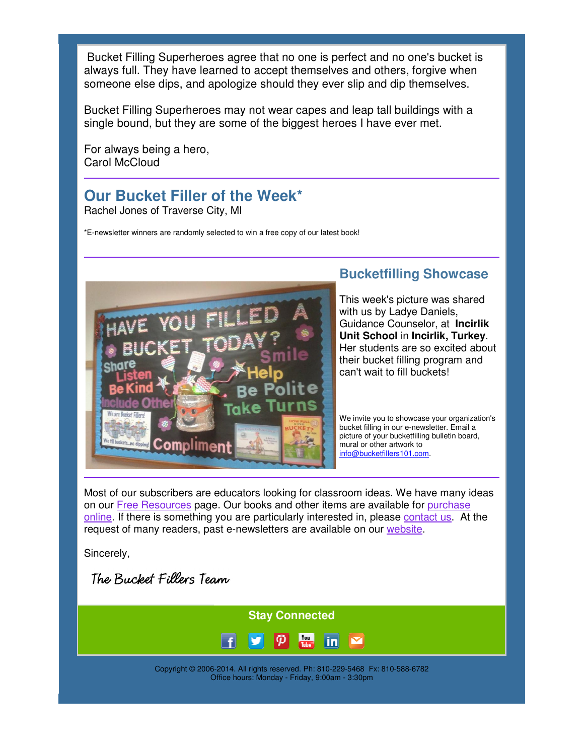Bucket Filling Superheroes agree that no one is perfect and no one's bucket is always full. They have learned to accept themselves and others, forgive when someone else dips, and apologize should they ever slip and dip themselves.

Bucket Filling Superheroes may not wear capes and leap tall buildings with a single bound, but they are some of the biggest heroes I have ever met.

For always being a hero,
Carol McCloud

---

## Our Bucket Filler of the Week*

Rachel Jones of Traverse City, MI

*E-newsletter winners are randomly selected to win a free copy of our latest book!

---

## Bucketfilling Showcase

This week's picture was shared with us by Ladye Daniels, Guidance Counselor, at **Incirlik Unit School** in **Incirlik, Turkey**. Her students are so excited about their bucket filling program and can't wait to fill buckets!

We invite you to showcase your organization's bucket filling in our e-newsletter. Email a picture of your bucketfilling bulletin board, mural or other artwork to info@bucketfillers101.com.

---

Most of our subscribers are educators looking for classroom ideas. We have many ideas on our Free Resources page. Our books and other items are available for purchase online. If there is something you are particularly interested in, please contact us. At the request of many readers, past e-newsletters are available on our website.

Sincerely,

*The Bucket Fillers Team*

**Stay Connected**

Copyright © 2006-2014. All rights reserved. Ph: 810-229-5468 Fax: 810-588-6782
Office hours: Monday - Friday, 9:00am - 3:30pm